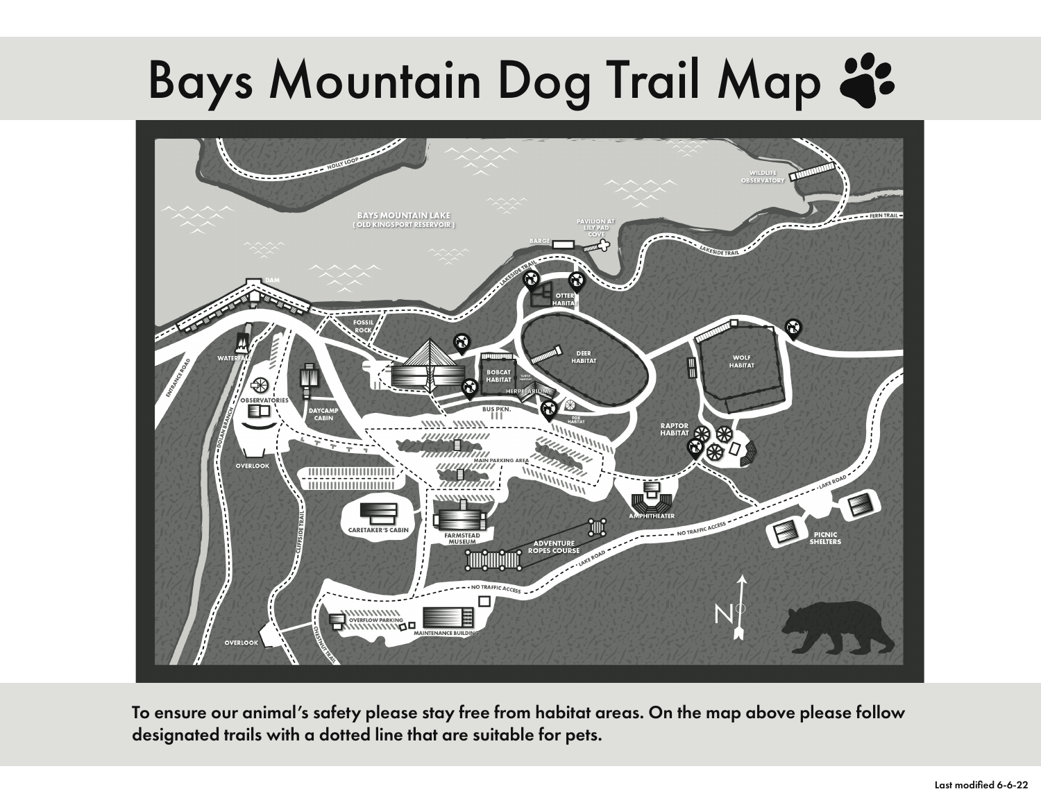# Bays Mountain Dog Trail Map

To ensure our animal's safety please stay free from habitat areas. On the map above please follow designated trails with a dotted line that are suitable for pets.

Last modified 6-6-22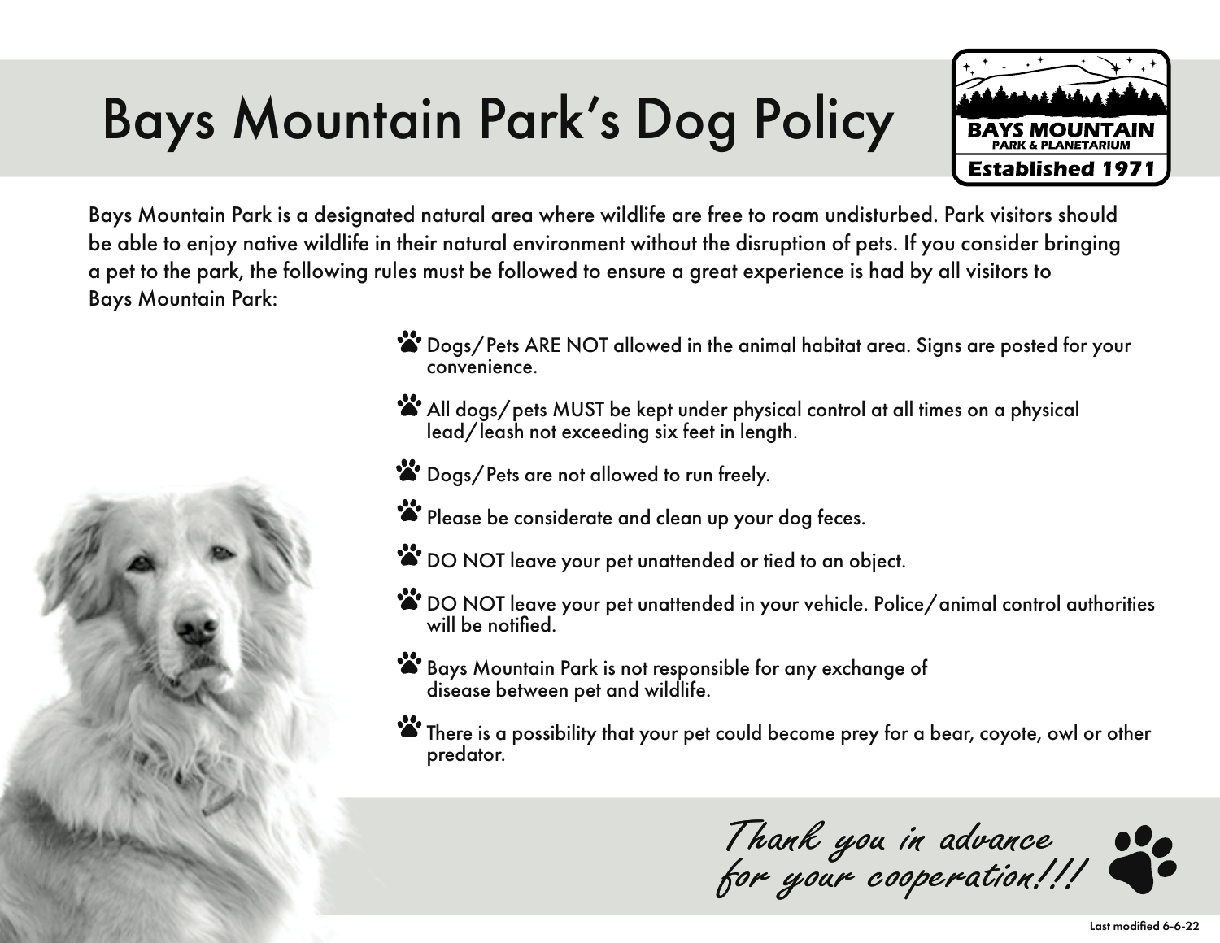# Bays Mountain Park's Dog Policy

BAYS MOUNTAIN
PARK & PLANETARIUM
Established 1971

Bays Mountain Park is a designated natural area where wildlife are free to roam undisturbed. Park visitors should be able to enjoy native wildlife in their natural environment without the disruption of pets. If you consider bringing a pet to the park, the following rules must be followed to ensure a great experience is had by all visitors to Bays Mountain Park:

- Dogs/Pets ARE NOT allowed in the animal habitat area. Signs are posted for your convenience.
- All dogs/pets MUST be kept under physical control at all times on a physical lead/leash not exceeding six feet in length.
- Dogs/Pets are not allowed to run freely.
- Please be considerate and clean up your dog feces.
- DO NOT leave your pet unattended or tied to an object.
- DO NOT leave your pet unattended in your vehicle. Police/animal control authorities will be notified.
- Bays Mountain Park is not responsible for any exchange of disease between pet and wildlife.
- There is a possibility that your pet could become prey for a bear, coyote, owl or other predator.

*Thank you in advance for your cooperation!!!*

Last modified 6-6-22